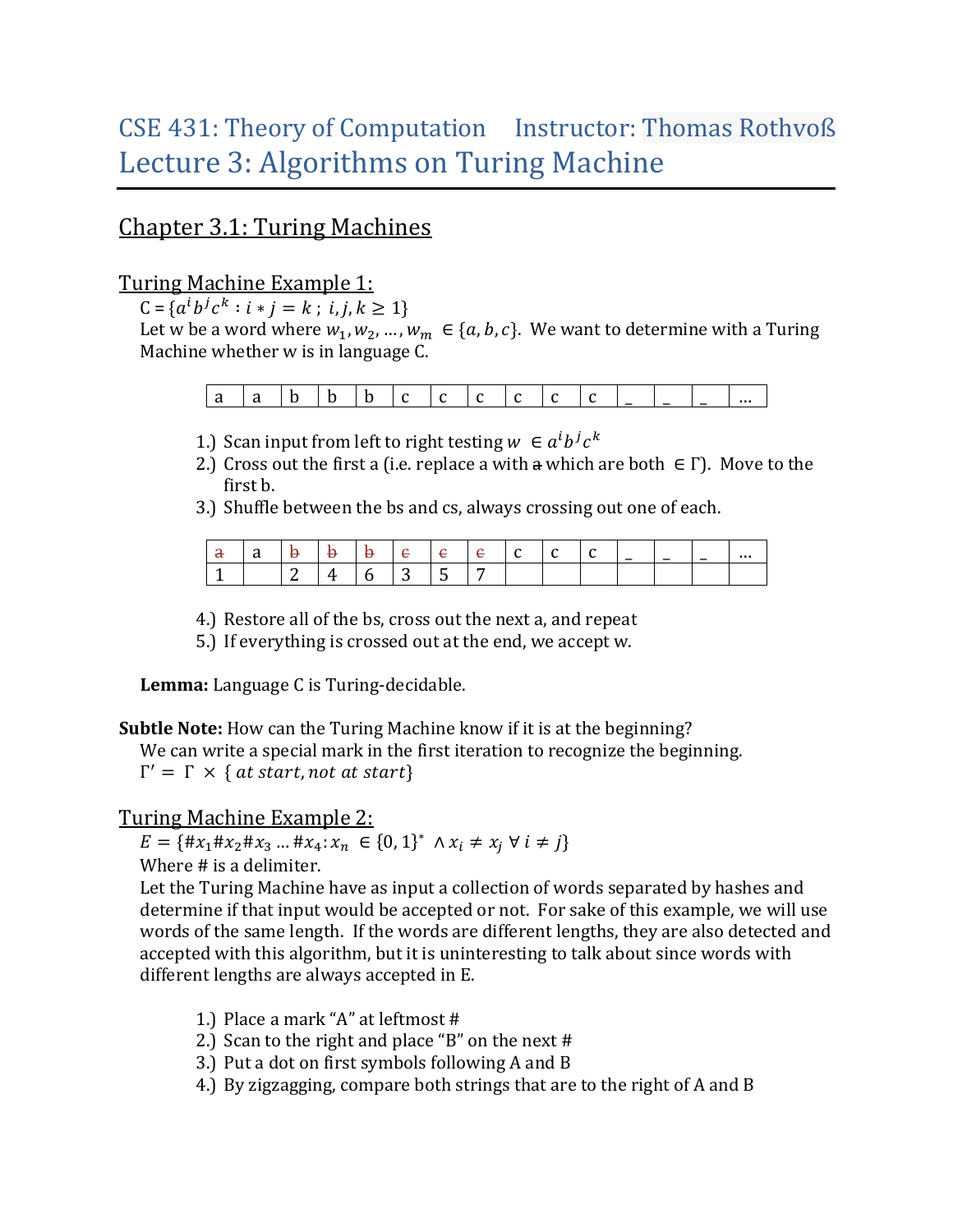# CSE 431: Theory of Computation  Instructor: Thomas Rothvoß
# Lecture 3: Algorithms on Turing Machine

## Chapter 3.1: Turing Machines

### Turing Machine Example 1:

C = $\{a^i b^j c^k : i * j = k \, ; \, i, j, k \geq 1\}$

Let w be a word where $w_1, w_2, \ldots, w_m \in \{a, b, c\}$. We want to determine with a Turing Machine whether w is in language C.

| a | a | b | b | b | c | c | c | c | c | c | _ | _ | _ | … |
|---|---|---|---|---|---|---|---|---|---|---|---|---|---|---|

1.) Scan input from left to right testing $w \in a^i b^j c^k$
2.) Cross out the first a (i.e. replace a with ~~a~~ which are both $\in \Gamma$). Move to the first b.
3.) Shuffle between the bs and cs, always crossing out one of each.

| ~~a~~ | a | ~~b~~ | ~~b~~ | ~~b~~ | ~~c~~ | ~~c~~ | ~~c~~ | c | c | c | _ | _ | _ | … |
|---|---|---|---|---|---|---|---|---|---|---|---|---|---|---|
| 1 | | 2 | 4 | 6 | 3 | 5 | 7 | | | | | | | |

4.) Restore all of the bs, cross out the next a, and repeat
5.) If everything is crossed out at the end, we accept w.

**Lemma:** Language C is Turing-decidable.

**Subtle Note:** How can the Turing Machine know if it is at the beginning?
We can write a special mark in the first iteration to recognize the beginning.
$\Gamma' = \Gamma \times \{\, at\ start, not\ at\ start\}$

### Turing Machine Example 2:

$E = \{\#x_1\#x_2\#x_3 \ldots \#x_4 : x_n \in \{0,1\}^* \wedge x_i \neq x_j \; \forall \; i \neq j\}$

Where # is a delimiter.

Let the Turing Machine have as input a collection of words separated by hashes and determine if that input would be accepted or not. For sake of this example, we will use words of the same length. If the words are different lengths, they are also detected and accepted with this algorithm, but it is uninteresting to talk about since words with different lengths are always accepted in E.

1.) Place a mark "A" at leftmost #
2.) Scan to the right and place "B" on the next #
3.) Put a dot on first symbols following A and B
4.) By zigzagging, compare both strings that are to the right of A and B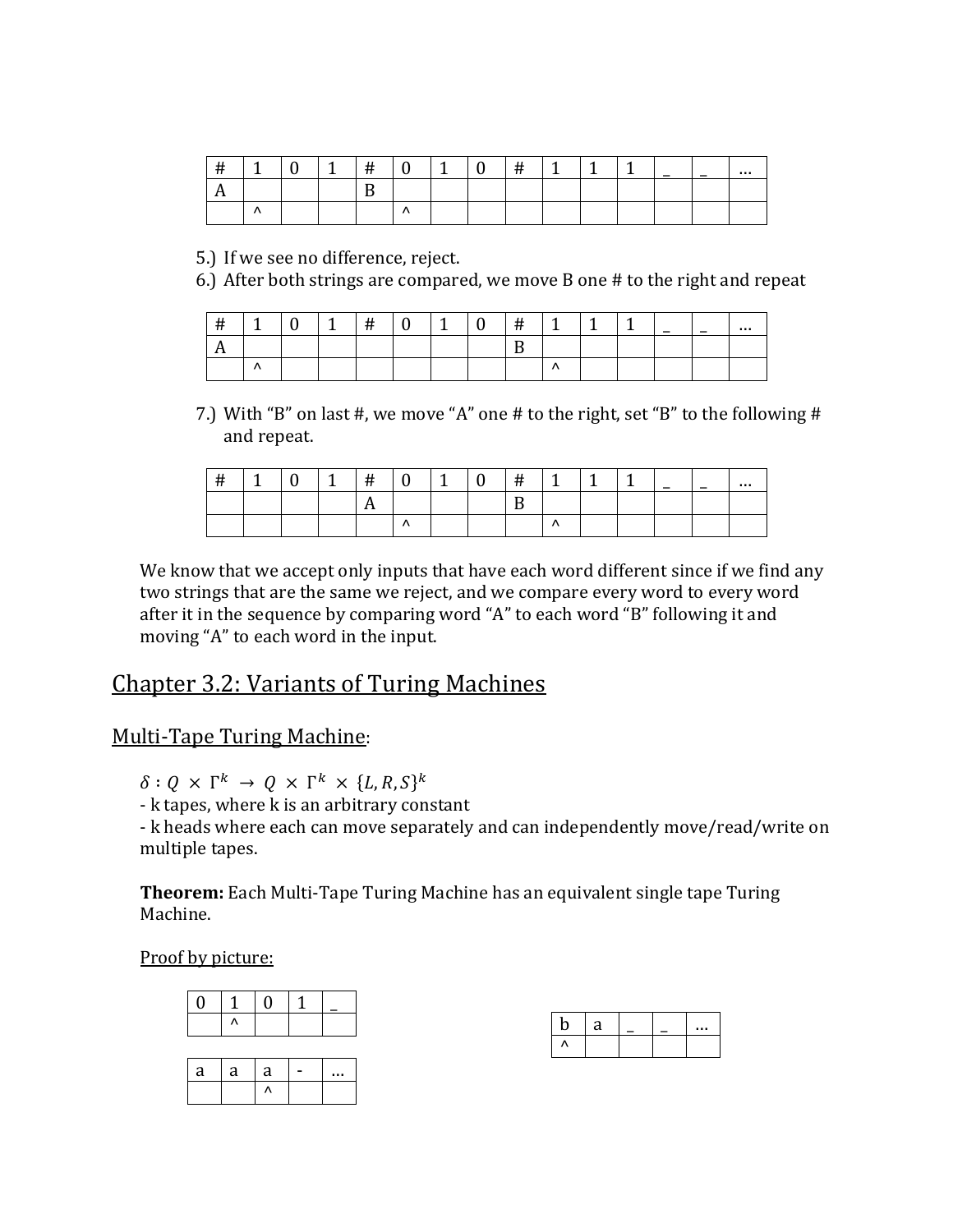| # | 1 | 0 | 1 | # | 0 | 1 | 0 | # | 1 | 1 | 1 | _ | _ | … |
|---|---|---|---|---|---|---|---|---|---|---|---|---|---|---|
| A | | | | B | | | | | | | | | | |
| | ^ | | | | ^ | | | | | | | | | |

5.) If we see no difference, reject.
6.) After both strings are compared, we move B one # to the right and repeat

| # | 1 | 0 | 1 | # | 0 | 1 | 0 | # | 1 | 1 | 1 | _ | _ | … |
|---|---|---|---|---|---|---|---|---|---|---|---|---|---|---|
| A | | | | | | | | B | | | | | | |
| | ^ | | | | | | | | ^ | | | | | |

7.) With "B" on last #, we move "A" one # to the right, set "B" to the following # and repeat.

| # | 1 | 0 | 1 | # | 0 | 1 | 0 | # | 1 | 1 | 1 | _ | _ | … |
|---|---|---|---|---|---|---|---|---|---|---|---|---|---|---|
| | | | | A | | | | B | | | | | | |
| | | | | | ^ | | | | ^ | | | | | |

We know that we accept only inputs that have each word different since if we find any two strings that are the same we reject, and we compare every word to every word after it in the sequence by comparing word "A" to each word "B" following it and moving "A" to each word in the input.

## Chapter 3.2: Variants of Turing Machines

### Multi-Tape Turing Machine:

$\delta : Q \times \Gamma^k \rightarrow Q \times \Gamma^k \times \{L, R, S\}^k$
- k tapes, where k is an arbitrary constant
- k heads where each can move separately and can independently move/read/write on multiple tapes.

**Theorem:** Each Multi-Tape Turing Machine has an equivalent single tape Turing Machine.

Proof by picture:

| 0 | 1 | 0 | 1 | _ |
|---|---|---|---|---|
| | ^ | | | |

| a | a | a | - | … |
|---|---|---|---|---|
| | | ^ | | |

| b | a | _ | _ | … |
|---|---|---|---|---|
| ^ | | | | |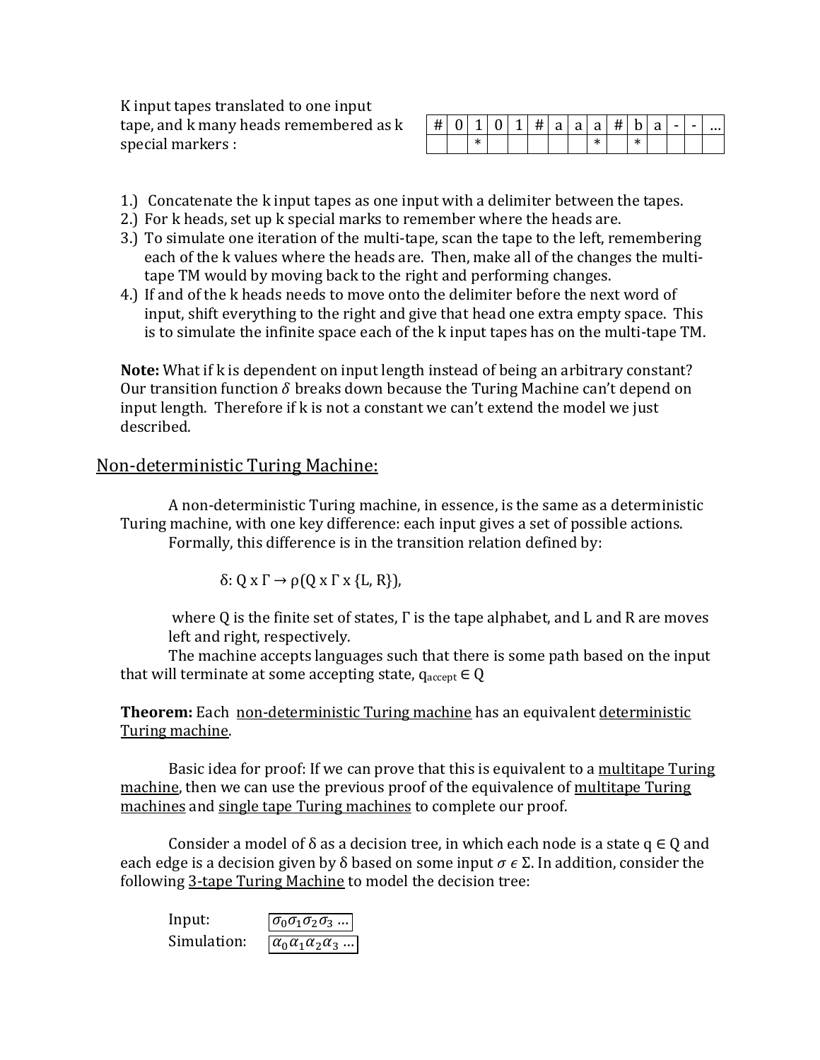K input tapes translated to one input tape, and k many heads remembered as k special markers :

| # | 0 | 1 | 0 | 1 | # | a | a | a | # | b | a | - | - | ... |
|---|---|---|---|---|---|---|---|---|---|---|---|---|---|---|
| | | * | | | | | | * | | * | | | | |

1.) Concatenate the k input tapes as one input with a delimiter between the tapes.
2.) For k heads, set up k special marks to remember where the heads are.
3.) To simulate one iteration of the multi-tape, scan the tape to the left, remembering each of the k values where the heads are. Then, make all of the changes the multi-tape TM would by moving back to the right and performing changes.
4.) If and of the k heads needs to move onto the delimiter before the next word of input, shift everything to the right and give that head one extra empty space. This is to simulate the infinite space each of the k input tapes has on the multi-tape TM.

**Note:** What if k is dependent on input length instead of being an arbitrary constant? Our transition function $\delta$ breaks down because the Turing Machine can't depend on input length. Therefore if k is not a constant we can't extend the model we just described.

## Non-deterministic Turing Machine:

A non-deterministic Turing machine, in essence, is the same as a deterministic Turing machine, with one key difference: each input gives a set of possible actions.

Formally, this difference is in the transition relation defined by:

$$\delta: Q \times \Gamma \rightarrow \rho(Q \times \Gamma \times \{L, R\}),$$

where Q is the finite set of states, Γ is the tape alphabet, and L and R are moves left and right, respectively.

The machine accepts languages such that there is some path based on the input that will terminate at some accepting state, $q_{accept} \in Q$

**Theorem:** Each non-deterministic Turing machine has an equivalent deterministic Turing machine.

Basic idea for proof: If we can prove that this is equivalent to a multitape Turing machine, then we can use the previous proof of the equivalence of multitape Turing machines and single tape Turing machines to complete our proof.

Consider a model of δ as a decision tree, in which each node is a state $q \in Q$ and each edge is a decision given by δ based on some input $\sigma \in \Sigma$. In addition, consider the following 3-tape Turing Machine to model the decision tree:

Input: $\sigma_0\sigma_1\sigma_2\sigma_3 \ldots$

Simulation: $\alpha_0\alpha_1\alpha_2\alpha_3 \ldots$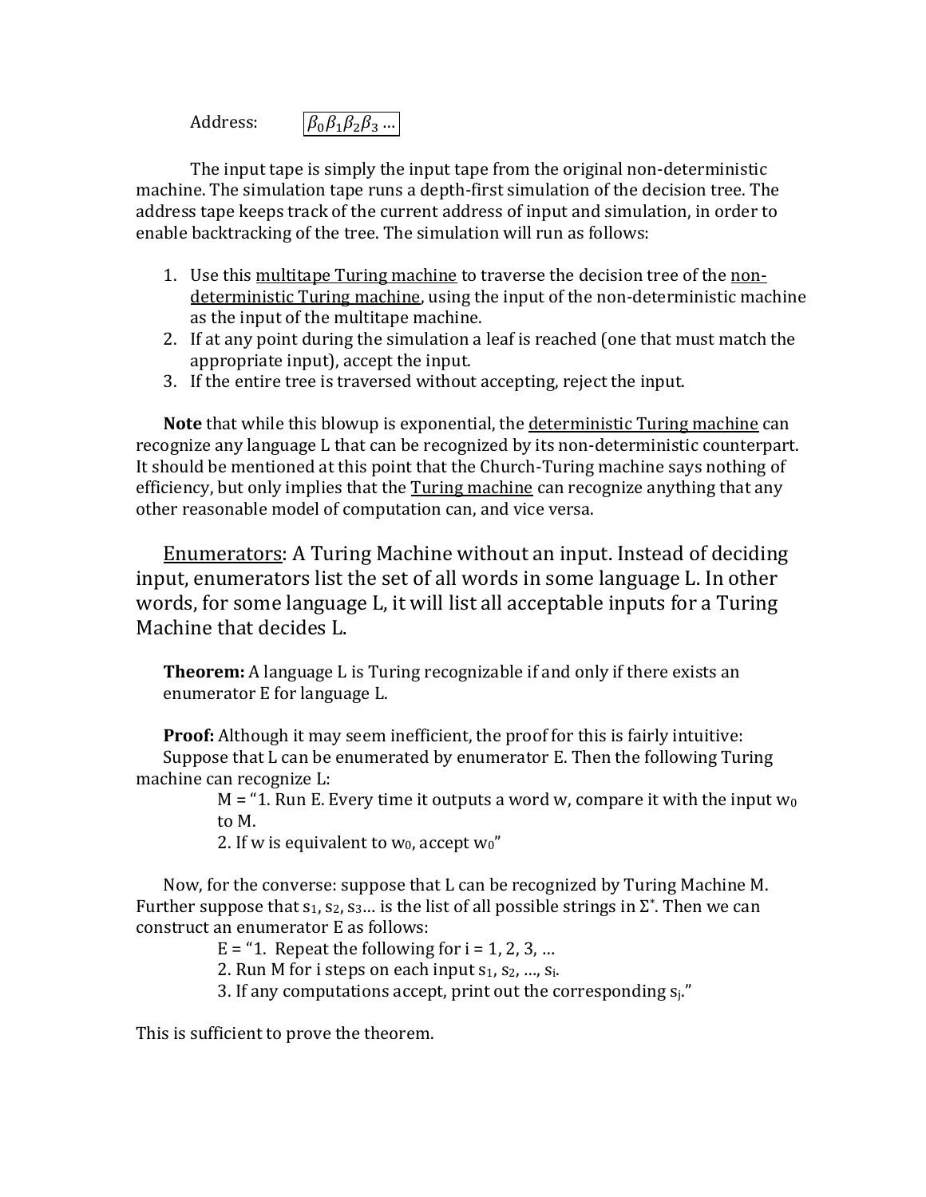Address: $\beta_0\beta_1\beta_2\beta_3 \ldots$

The input tape is simply the input tape from the original non-deterministic machine. The simulation tape runs a depth-first simulation of the decision tree. The address tape keeps track of the current address of input and simulation, in order to enable backtracking of the tree. The simulation will run as follows:

1. Use this multitape Turing machine to traverse the decision tree of the non-deterministic Turing machine, using the input of the non-deterministic machine as the input of the multitape machine.
2. If at any point during the simulation a leaf is reached (one that must match the appropriate input), accept the input.
3. If the entire tree is traversed without accepting, reject the input.

**Note** that while this blowup is exponential, the deterministic Turing machine can recognize any language L that can be recognized by its non-deterministic counterpart. It should be mentioned at this point that the Church-Turing machine says nothing of efficiency, but only implies that the Turing machine can recognize anything that any other reasonable model of computation can, and vice versa.

Enumerators: A Turing Machine without an input. Instead of deciding input, enumerators list the set of all words in some language L. In other words, for some language L, it will list all acceptable inputs for a Turing Machine that decides L.

**Theorem:** A language L is Turing recognizable if and only if there exists an enumerator E for language L.

**Proof:** Although it may seem inefficient, the proof for this is fairly intuitive: Suppose that L can be enumerated by enumerator E. Then the following Turing machine can recognize L:

M = "1. Run E. Every time it outputs a word w, compare it with the input $w_0$ to M.
2. If w is equivalent to $w_0$, accept $w_0$"

Now, for the converse: suppose that L can be recognized by Turing Machine M. Further suppose that $s_1, s_2, s_3\ldots$ is the list of all possible strings in $\Sigma^*$. Then we can construct an enumerator E as follows:

E = "1. Repeat the following for i = 1, 2, 3, …
2. Run M for i steps on each input $s_1, s_2, \ldots, s_i$.
3. If any computations accept, print out the corresponding $s_j$."

This is sufficient to prove the theorem.